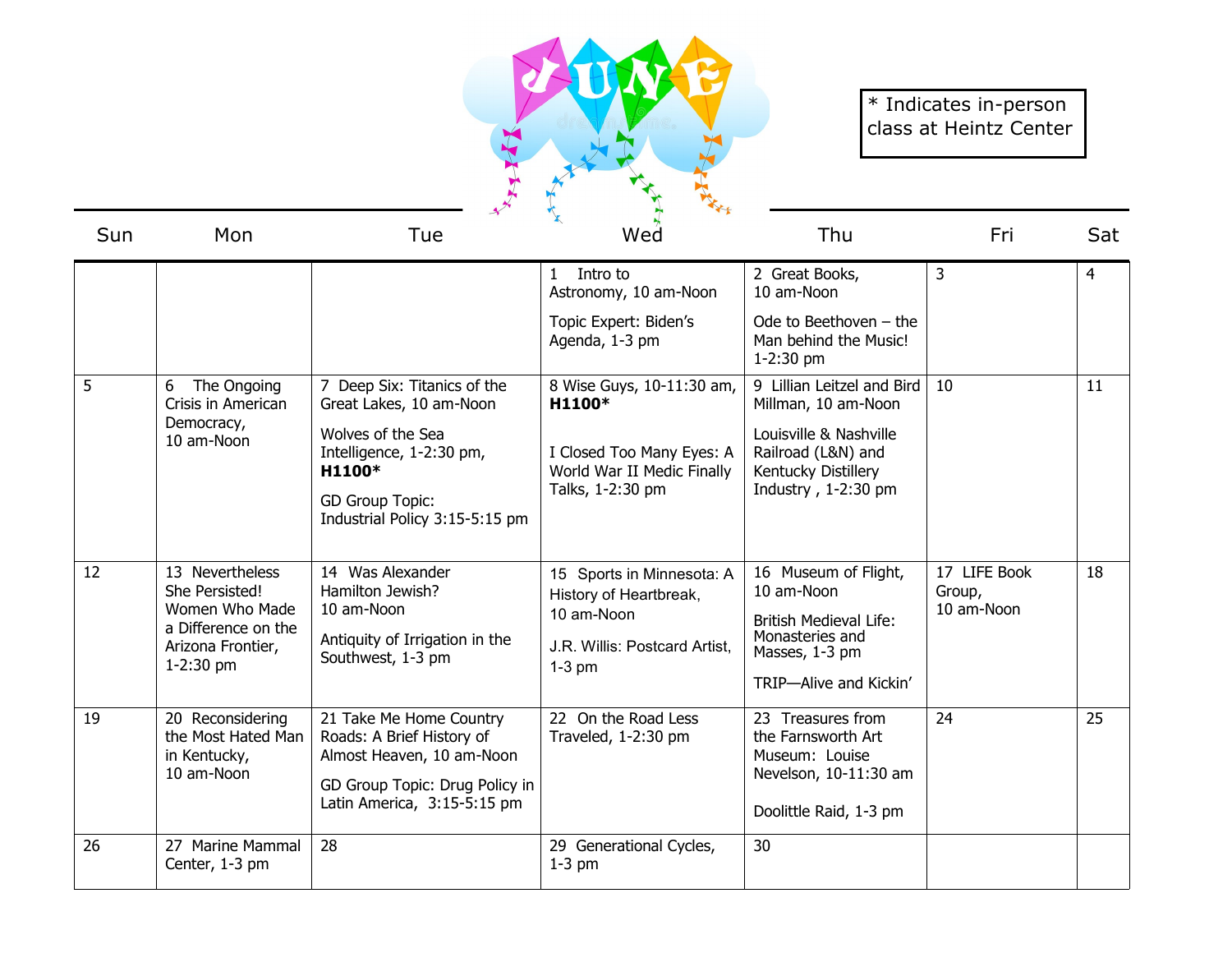# JUNE

* Indicates in-person class at Heintz Center

| Sun | Mon | Tue | Wed | Thu | Fri | Sat |
|---|---|---|---|---|---|---|
| | | | 1 Intro to Astronomy, 10 am-Noon<br><br>Topic Expert: Biden's Agenda, 1-3 pm | 2 Great Books, 10 am-Noon<br><br>Ode to Beethoven – the Man behind the Music! 1-2:30 pm | 3 | 4 |
| 5 | 6 The Ongoing Crisis in American Democracy, 10 am-Noon | 7 Deep Six: Titanics of the Great Lakes, 10 am-Noon<br><br>Wolves of the Sea Intelligence, 1-2:30 pm, **H1100***<br><br>GD Group Topic: Industrial Policy 3:15-5:15 pm | 8 Wise Guys, 10-11:30 am, **H1100***<br><br>I Closed Too Many Eyes: A World War II Medic Finally Talks, 1-2:30 pm | 9 Lillian Leitzel and Bird Millman, 10 am-Noon<br><br>Louisville & Nashville Railroad (L&N) and Kentucky Distillery Industry , 1-2:30 pm | 10 | 11 |
| 12 | 13 Nevertheless She Persisted! Women Who Made a Difference on the Arizona Frontier, 1-2:30 pm | 14 Was Alexander Hamilton Jewish? 10 am-Noon<br><br>Antiquity of Irrigation in the Southwest, 1-3 pm | 15 Sports in Minnesota: A History of Heartbreak, 10 am-Noon<br><br>J.R. Willis: Postcard Artist, 1-3 pm | 16 Museum of Flight, 10 am-Noon<br><br>British Medieval Life: Monasteries and Masses, 1-3 pm<br><br>TRIP—Alive and Kickin' | 17 LIFE Book Group, 10 am-Noon | 18 |
| 19 | 20 Reconsidering the Most Hated Man in Kentucky, 10 am-Noon | 21 Take Me Home Country Roads: A Brief History of Almost Heaven, 10 am-Noon<br><br>GD Group Topic: Drug Policy in Latin America, 3:15-5:15 pm | 22 On the Road Less Traveled, 1-2:30 pm | 23 Treasures from the Farnsworth Art Museum: Louise Nevelson, 10-11:30 am<br><br>Doolittle Raid, 1-3 pm | 24 | 25 |
| 26 | 27 Marine Mammal Center, 1-3 pm | 28 | 29 Generational Cycles, 1-3 pm | 30 | | |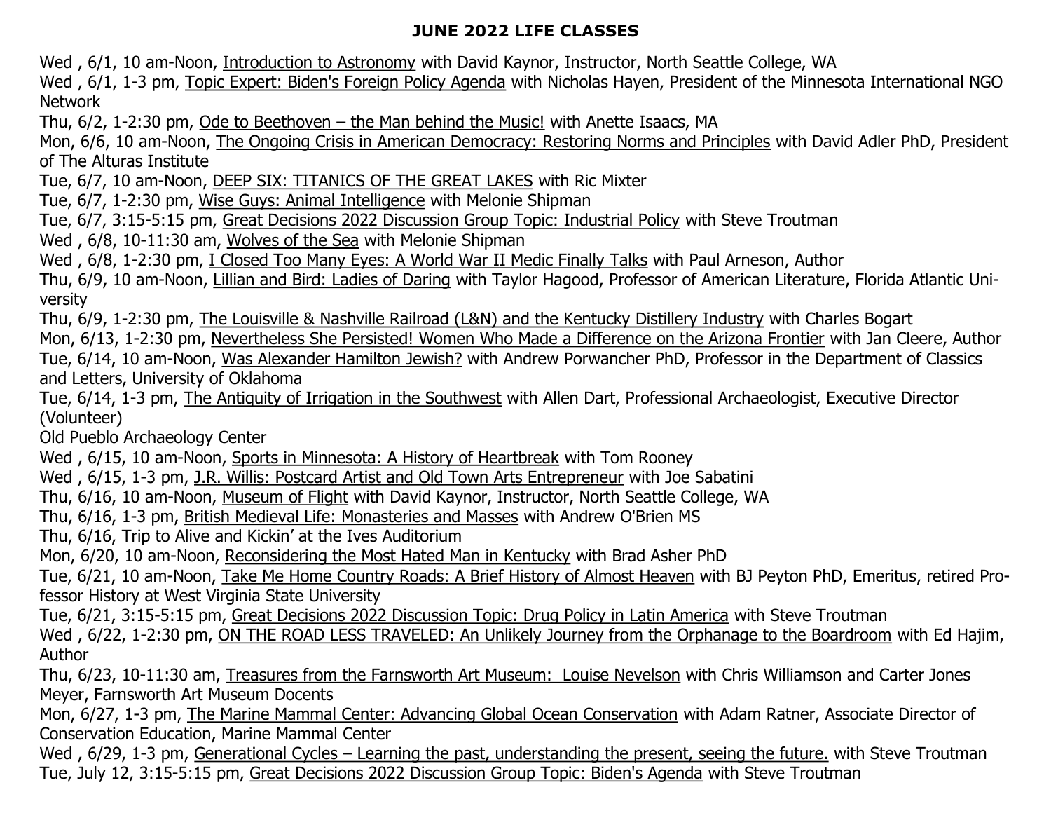# JUNE 2022 LIFE CLASSES

Wed , 6/1, 10 am-Noon, Introduction to Astronomy with David Kaynor, Instructor, North Seattle College, WA

Wed , 6/1, 1-3 pm, Topic Expert: Biden's Foreign Policy Agenda with Nicholas Hayen, President of the Minnesota International NGO Network

Thu, 6/2, 1-2:30 pm, Ode to Beethoven – the Man behind the Music! with Anette Isaacs, MA

Mon, 6/6, 10 am-Noon, The Ongoing Crisis in American Democracy: Restoring Norms and Principles with David Adler PhD, President of The Alturas Institute

Tue, 6/7, 10 am-Noon, DEEP SIX: TITANICS OF THE GREAT LAKES with Ric Mixter

Tue, 6/7, 1-2:30 pm, Wise Guys: Animal Intelligence with Melonie Shipman

Tue, 6/7, 3:15-5:15 pm, Great Decisions 2022 Discussion Group Topic: Industrial Policy with Steve Troutman

Wed , 6/8, 10-11:30 am, Wolves of the Sea with Melonie Shipman

Wed , 6/8, 1-2:30 pm, I Closed Too Many Eyes: A World War II Medic Finally Talks with Paul Arneson, Author

Thu, 6/9, 10 am-Noon, Lillian and Bird: Ladies of Daring with Taylor Hagood, Professor of American Literature, Florida Atlantic University

Thu, 6/9, 1-2:30 pm, The Louisville & Nashville Railroad (L&N) and the Kentucky Distillery Industry with Charles Bogart

Mon, 6/13, 1-2:30 pm, Nevertheless She Persisted! Women Who Made a Difference on the Arizona Frontier with Jan Cleere, Author

Tue, 6/14, 10 am-Noon, Was Alexander Hamilton Jewish? with Andrew Porwancher PhD, Professor in the Department of Classics and Letters, University of Oklahoma

Tue, 6/14, 1-3 pm, The Antiquity of Irrigation in the Southwest with Allen Dart, Professional Archaeologist, Executive Director (Volunteer)
Old Pueblo Archaeology Center

Wed , 6/15, 10 am-Noon, Sports in Minnesota: A History of Heartbreak with Tom Rooney

Wed , 6/15, 1-3 pm, J.R. Willis: Postcard Artist and Old Town Arts Entrepreneur with Joe Sabatini

Thu, 6/16, 10 am-Noon, Museum of Flight with David Kaynor, Instructor, North Seattle College, WA

Thu, 6/16, 1-3 pm, British Medieval Life: Monasteries and Masses with Andrew O'Brien MS

Thu, 6/16, Trip to Alive and Kickin' at the Ives Auditorium

Mon, 6/20, 10 am-Noon, Reconsidering the Most Hated Man in Kentucky with Brad Asher PhD

Tue, 6/21, 10 am-Noon, Take Me Home Country Roads: A Brief History of Almost Heaven with BJ Peyton PhD, Emeritus, retired Professor History at West Virginia State University

Tue, 6/21, 3:15-5:15 pm, Great Decisions 2022 Discussion Topic: Drug Policy in Latin America with Steve Troutman

Wed , 6/22, 1-2:30 pm, ON THE ROAD LESS TRAVELED: An Unlikely Journey from the Orphanage to the Boardroom with Ed Hajim, Author

Thu, 6/23, 10-11:30 am, Treasures from the Farnsworth Art Museum: Louise Nevelson with Chris Williamson and Carter Jones Meyer, Farnsworth Art Museum Docents

Mon, 6/27, 1-3 pm, The Marine Mammal Center: Advancing Global Ocean Conservation with Adam Ratner, Associate Director of Conservation Education, Marine Mammal Center

Wed , 6/29, 1-3 pm, Generational Cycles – Learning the past, understanding the present, seeing the future. with Steve Troutman

Tue, July 12, 3:15-5:15 pm, Great Decisions 2022 Discussion Group Topic: Biden's Agenda with Steve Troutman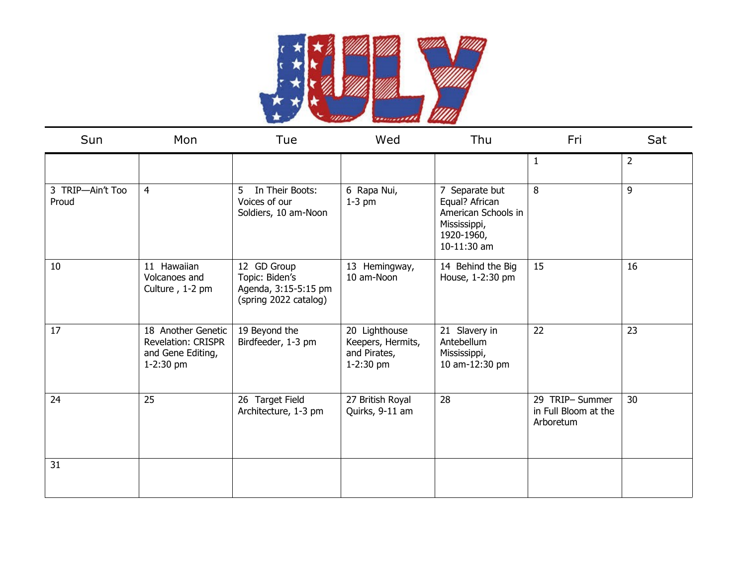# JULY

| Sun | Mon | Tue | Wed | Thu | Fri | Sat |
|---|---|---|---|---|---|---|
| | | | | | 1 | 2 |
| 3 TRIP—Ain't Too Proud | 4 | 5 In Their Boots: Voices of our Soldiers, 10 am-Noon | 6 Rapa Nui, 1-3 pm | 7 Separate but Equal? African American Schools in Mississippi, 1920-1960, 10-11:30 am | 8 | 9 |
| 10 | 11 Hawaiian Volcanoes and Culture , 1-2 pm | 12 GD Group Topic: Biden's Agenda, 3:15-5:15 pm (spring 2022 catalog) | 13 Hemingway, 10 am-Noon | 14 Behind the Big House, 1-2:30 pm | 15 | 16 |
| 17 | 18 Another Genetic Revelation: CRISPR and Gene Editing, 1-2:30 pm | 19 Beyond the Birdfeeder, 1-3 pm | 20 Lighthouse Keepers, Hermits, and Pirates, 1-2:30 pm | 21 Slavery in Antebellum Mississippi, 10 am-12:30 pm | 22 | 23 |
| 24 | 25 | 26 Target Field Architecture, 1-3 pm | 27 British Royal Quirks, 9-11 am | 28 | 29 TRIP– Summer in Full Bloom at the Arboretum | 30 |
| 31 | | | | | | |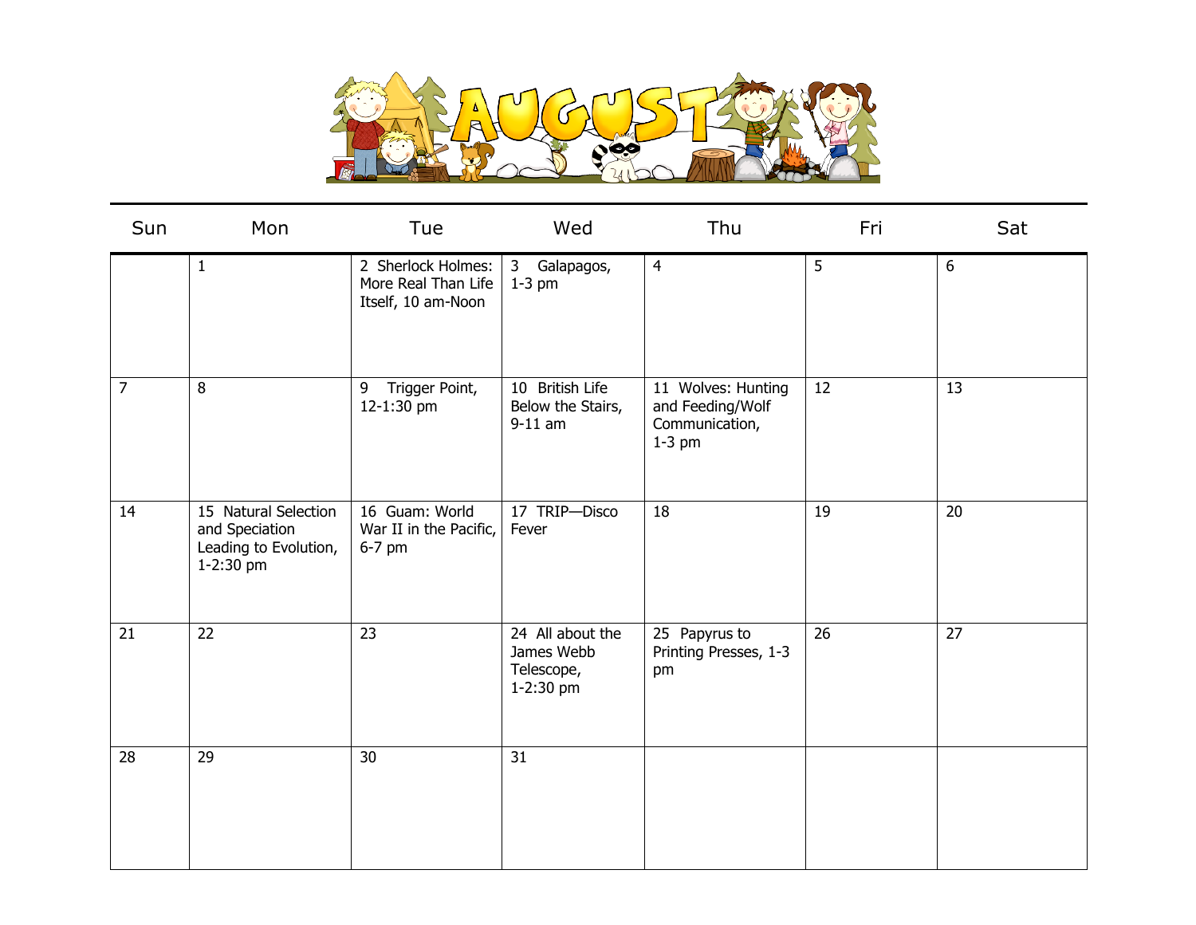# AUGUST

| Sun | Mon | Tue | Wed | Thu | Fri | Sat |
|---|---|---|---|---|---|---|
| | 1 | 2 Sherlock Holmes: More Real Than Life Itself, 10 am-Noon | 3 Galapagos, 1-3 pm | 4 | 5 | 6 |
| 7 | 8 | 9 Trigger Point, 12-1:30 pm | 10 British Life Below the Stairs, 9-11 am | 11 Wolves: Hunting and Feeding/Wolf Communication, 1-3 pm | 12 | 13 |
| 14 | 15 Natural Selection and Speciation Leading to Evolution, 1-2:30 pm | 16 Guam: World War II in the Pacific, 6-7 pm | 17 TRIP—Disco Fever | 18 | 19 | 20 |
| 21 | 22 | 23 | 24 All about the James Webb Telescope, 1-2:30 pm | 25 Papyrus to Printing Presses, 1-3 pm | 26 | 27 |
| 28 | 29 | 30 | 31 | | | |